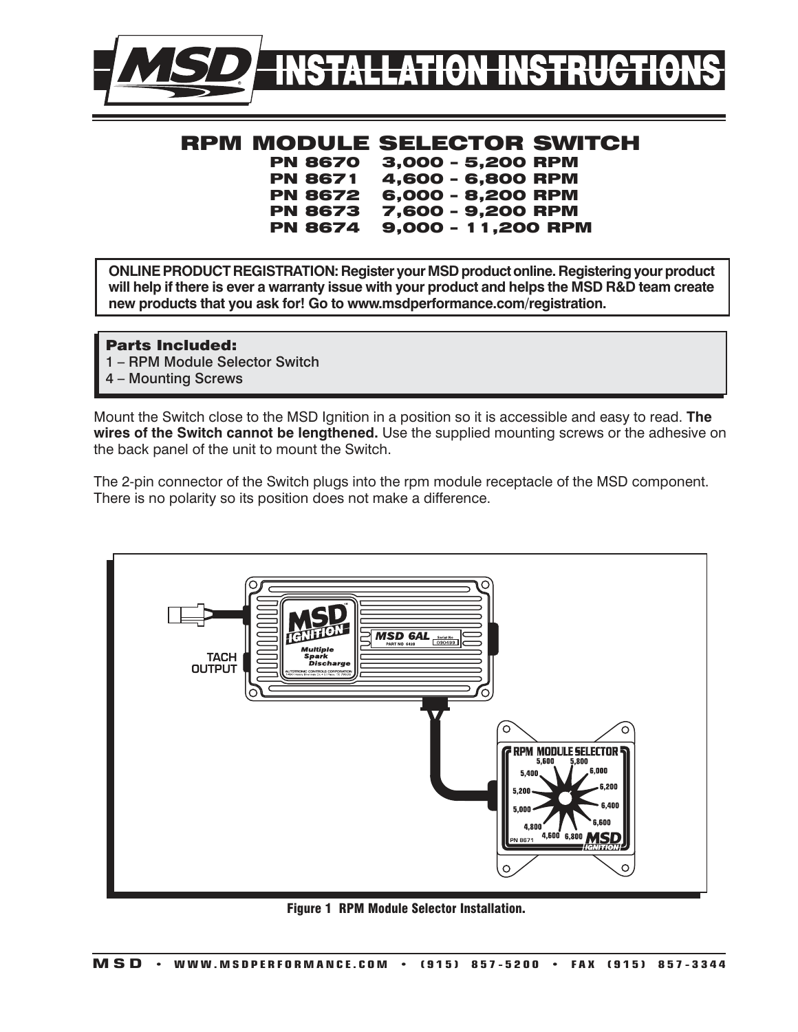# MSD INSTALLATION INSTRUCTIONS

## RPM MODULE SELECTOR SWITCH

**PN 8670 3,000 – 5,200 RPM**
**PN 8671 4,600 – 6,800 RPM**
**PN 8672 6,000 – 8,200 RPM**
**PN 8673 7,600 – 9,200 RPM**
**PN 8674 9,000 – 11,200 RPM**

**ONLINE PRODUCT REGISTRATION: Register your MSD product online. Registering your product will help if there is ever a warranty issue with your product and helps the MSD R&D team create new products that you ask for! Go to www.msdperformance.com/registration.**

### Parts Included:

1 – RPM Module Selector Switch
4 – Mounting Screws

Mount the Switch close to the MSD Ignition in a position so it is accessible and easy to read. **The wires of the Switch cannot be lengthened.** Use the supplied mounting screws or the adhesive on the back panel of the unit to mount the Switch.

The 2-pin connector of the Switch plugs into the rpm module receptacle of the MSD component. There is no polarity so its position does not make a difference.

**Figure 1 RPM Module Selector Installation.**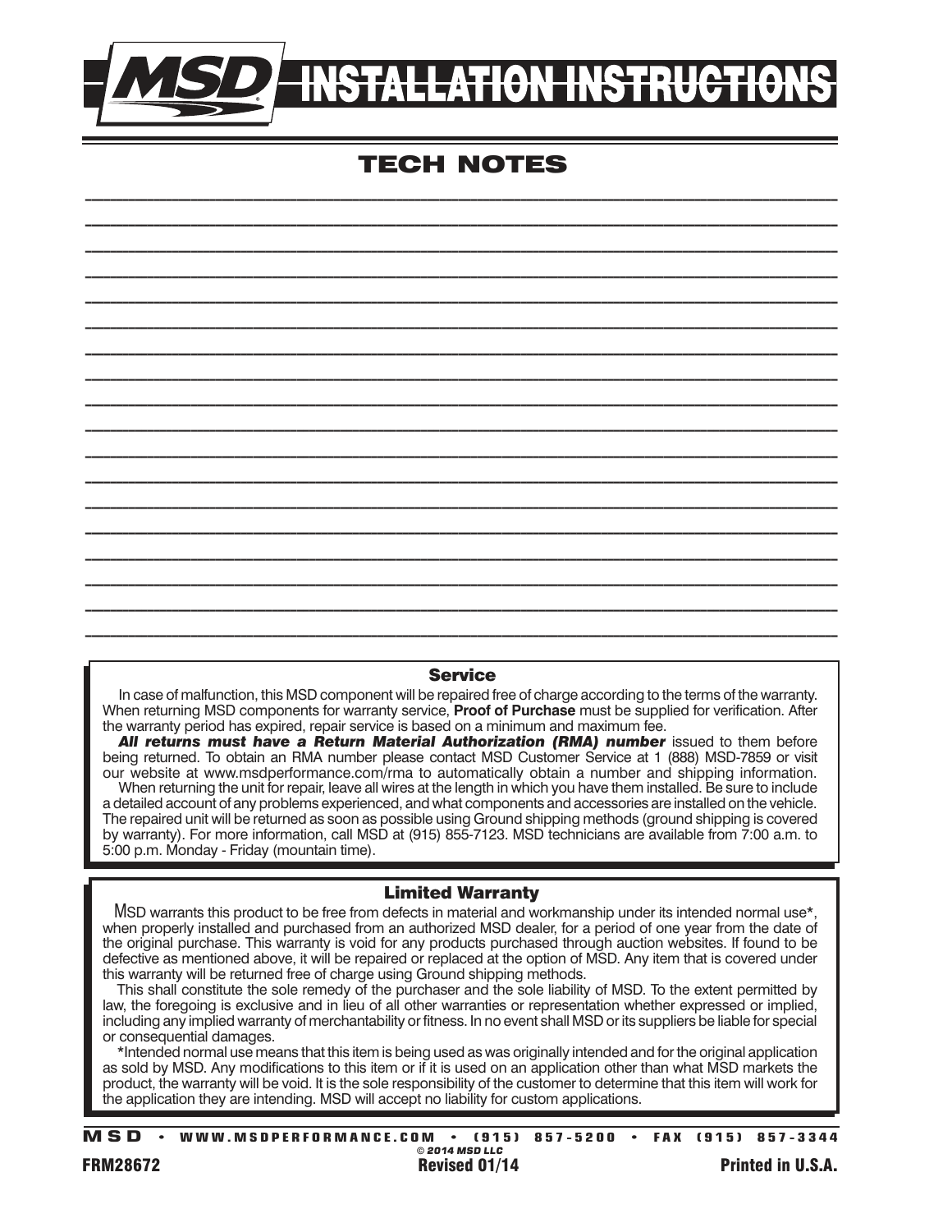# MSD INSTALLATION INSTRUCTIONS

## TECH NOTES

___

___

___

___

___

___

___

___

___

___

___

___

___

___

___

___

___

___

### Service

In case of malfunction, this MSD component will be repaired free of charge according to the terms of the warranty. When returning MSD components for warranty service, **Proof of Purchase** must be supplied for verification. After the warranty period has expired, repair service is based on a minimum and maximum fee.

***All returns must have a Return Material Authorization (RMA) number*** issued to them before being returned. To obtain an RMA number please contact MSD Customer Service at 1 (888) MSD-7859 or visit our website at www.msdperformance.com/rma to automatically obtain a number and shipping information.

When returning the unit for repair, leave all wires at the length in which you have them installed. Be sure to include a detailed account of any problems experienced, and what components and accessories are installed on the vehicle. The repaired unit will be returned as soon as possible using Ground shipping methods (ground shipping is covered by warranty). For more information, call MSD at (915) 855-7123. MSD technicians are available from 7:00 a.m. to 5:00 p.m. Monday - Friday (mountain time).

### Limited Warranty

MSD warrants this product to be free from defects in material and workmanship under its intended normal use*, when properly installed and purchased from an authorized MSD dealer, for a period of one year from the date of the original purchase. This warranty is void for any products purchased through auction websites. If found to be defective as mentioned above, it will be repaired or replaced at the option of MSD. Any item that is covered under this warranty will be returned free of charge using Ground shipping methods.

This shall constitute the sole remedy of the purchaser and the sole liability of MSD. To the extent permitted by law, the foregoing is exclusive and in lieu of all other warranties or representation whether expressed or implied, including any implied warranty of merchantability or fitness. In no event shall MSD or its suppliers be liable for special or consequential damages.

*Intended normal use means that this item is being used as was originally intended and for the original application as sold by MSD. Any modifications to this item or if it is used on an application other than what MSD markets the product, the warranty will be void. It is the sole responsibility of the customer to determine that this item will work for the application they are intending. MSD will accept no liability for custom applications.

**MSD • WWW.MSDPERFORMANCE.COM • (915) 857-5200 • FAX (915) 857-3344**

*© 2014 MSD LLC*

**FRM28672** **Revised 01/14** **Printed in U.S.A.**